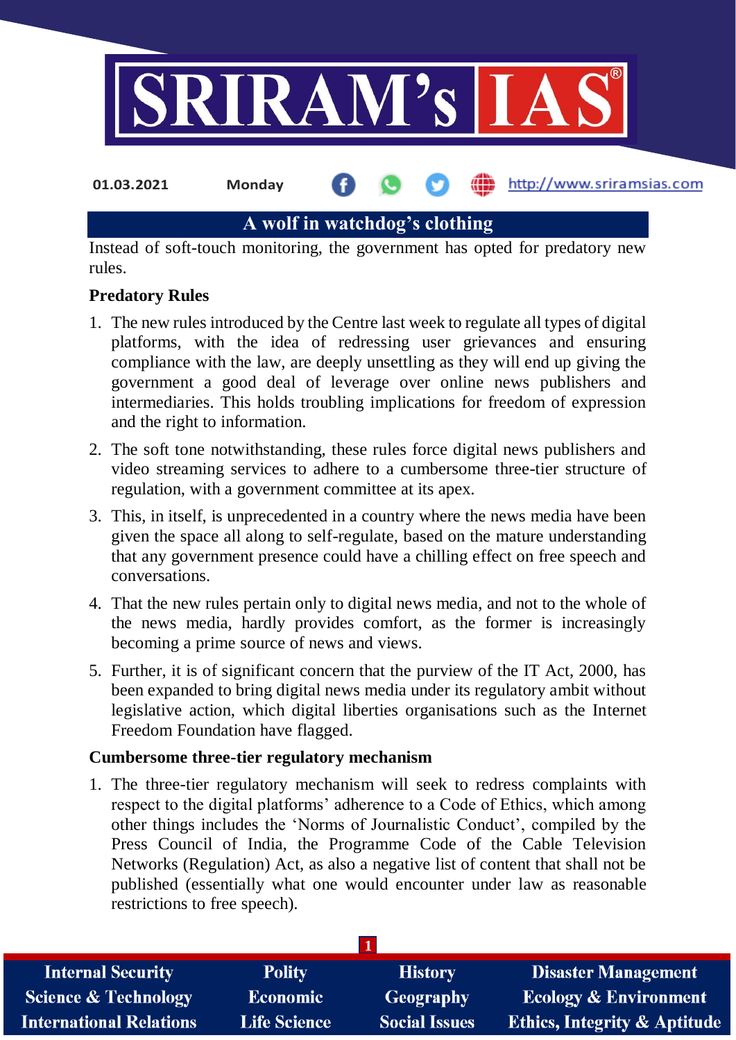# A wolf in watchdog's clothing

Instead of soft-touch monitoring, the government has opted for predatory new rules.

**Predatory Rules**

1. The new rules introduced by the Centre last week to regulate all types of digital platforms, with the idea of redressing user grievances and ensuring compliance with the law, are deeply unsettling as they will end up giving the government a good deal of leverage over online news publishers and intermediaries. This holds troubling implications for freedom of expression and the right to information.
2. The soft tone notwithstanding, these rules force digital news publishers and video streaming services to adhere to a cumbersome three-tier structure of regulation, with a government committee at its apex.
3. This, in itself, is unprecedented in a country where the news media have been given the space all along to self-regulate, based on the mature understanding that any government presence could have a chilling effect on free speech and conversations.
4. That the new rules pertain only to digital news media, and not to the whole of the news media, hardly provides comfort, as the former is increasingly becoming a prime source of news and views.
5. Further, it is of significant concern that the purview of the IT Act, 2000, has been expanded to bring digital news media under its regulatory ambit without legislative action, which digital liberties organisations such as the Internet Freedom Foundation have flagged.

**Cumbersome three-tier regulatory mechanism**

1. The three-tier regulatory mechanism will seek to redress complaints with respect to the digital platforms' adherence to a Code of Ethics, which among other things includes the 'Norms of Journalistic Conduct', compiled by the Press Council of India, the Programme Code of the Cable Television Networks (Regulation) Act, as also a negative list of content that shall not be published (essentially what one would encounter under law as reasonable restrictions to free speech).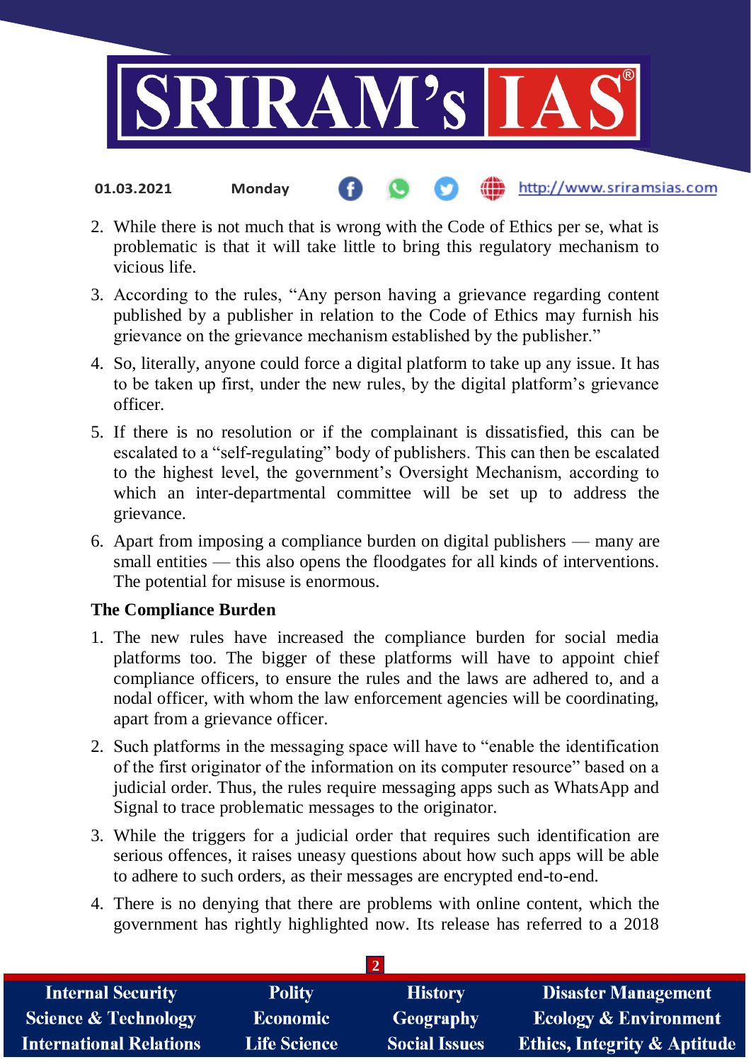2. While there is not much that is wrong with the Code of Ethics per se, what is problematic is that it will take little to bring this regulatory mechanism to vicious life.
3. According to the rules, "Any person having a grievance regarding content published by a publisher in relation to the Code of Ethics may furnish his grievance on the grievance mechanism established by the publisher."
4. So, literally, anyone could force a digital platform to take up any issue. It has to be taken up first, under the new rules, by the digital platform's grievance officer.
5. If there is no resolution or if the complainant is dissatisfied, this can be escalated to a "self-regulating" body of publishers. This can then be escalated to the highest level, the government's Oversight Mechanism, according to which an inter-departmental committee will be set up to address the grievance.
6. Apart from imposing a compliance burden on digital publishers — many are small entities — this also opens the floodgates for all kinds of interventions. The potential for misuse is enormous.

### The Compliance Burden

1. The new rules have increased the compliance burden for social media platforms too. The bigger of these platforms will have to appoint chief compliance officers, to ensure the rules and the laws are adhered to, and a nodal officer, with whom the law enforcement agencies will be coordinating, apart from a grievance officer.
2. Such platforms in the messaging space will have to "enable the identification of the first originator of the information on its computer resource" based on a judicial order. Thus, the rules require messaging apps such as WhatsApp and Signal to trace problematic messages to the originator.
3. While the triggers for a judicial order that requires such identification are serious offences, it raises uneasy questions about how such apps will be able to adhere to such orders, as their messages are encrypted end-to-end.
4. There is no denying that there are problems with online content, which the government has rightly highlighted now. Its release has referred to a 2018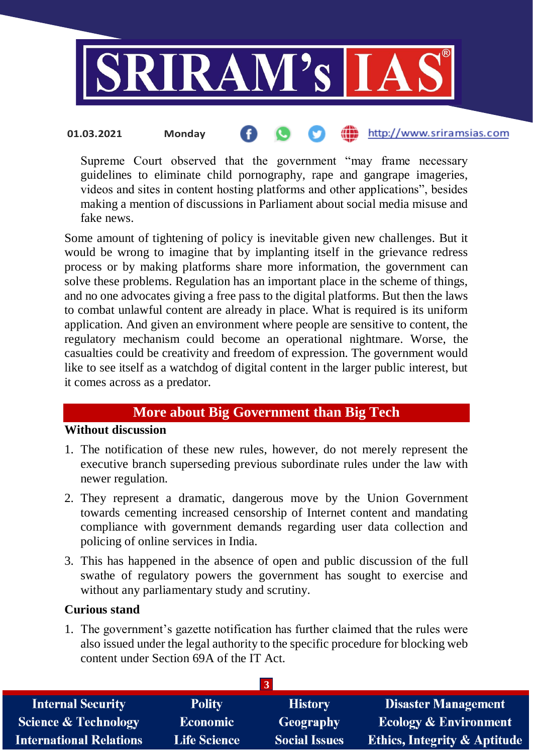Supreme Court observed that the government "may frame necessary guidelines to eliminate child pornography, rape and gangrape imageries, videos and sites in content hosting platforms and other applications", besides making a mention of discussions in Parliament about social media misuse and fake news.

Some amount of tightening of policy is inevitable given new challenges. But it would be wrong to imagine that by implanting itself in the grievance redress process or by making platforms share more information, the government can solve these problems. Regulation has an important place in the scheme of things, and no one advocates giving a free pass to the digital platforms. But then the laws to combat unlawful content are already in place. What is required is its uniform application. And given an environment where people are sensitive to content, the regulatory mechanism could become an operational nightmare. Worse, the casualties could be creativity and freedom of expression. The government would like to see itself as a watchdog of digital content in the larger public interest, but it comes across as a predator.

## More about Big Government than Big Tech

**Without discussion**

1. The notification of these new rules, however, do not merely represent the executive branch superseding previous subordinate rules under the law with newer regulation.
2. They represent a dramatic, dangerous move by the Union Government towards cementing increased censorship of Internet content and mandating compliance with government demands regarding user data collection and policing of online services in India.
3. This has happened in the absence of open and public discussion of the full swathe of regulatory powers the government has sought to exercise and without any parliamentary study and scrutiny.

**Curious stand**

1. The government's gazette notification has further claimed that the rules were also issued under the legal authority to the specific procedure for blocking web content under Section 69A of the IT Act.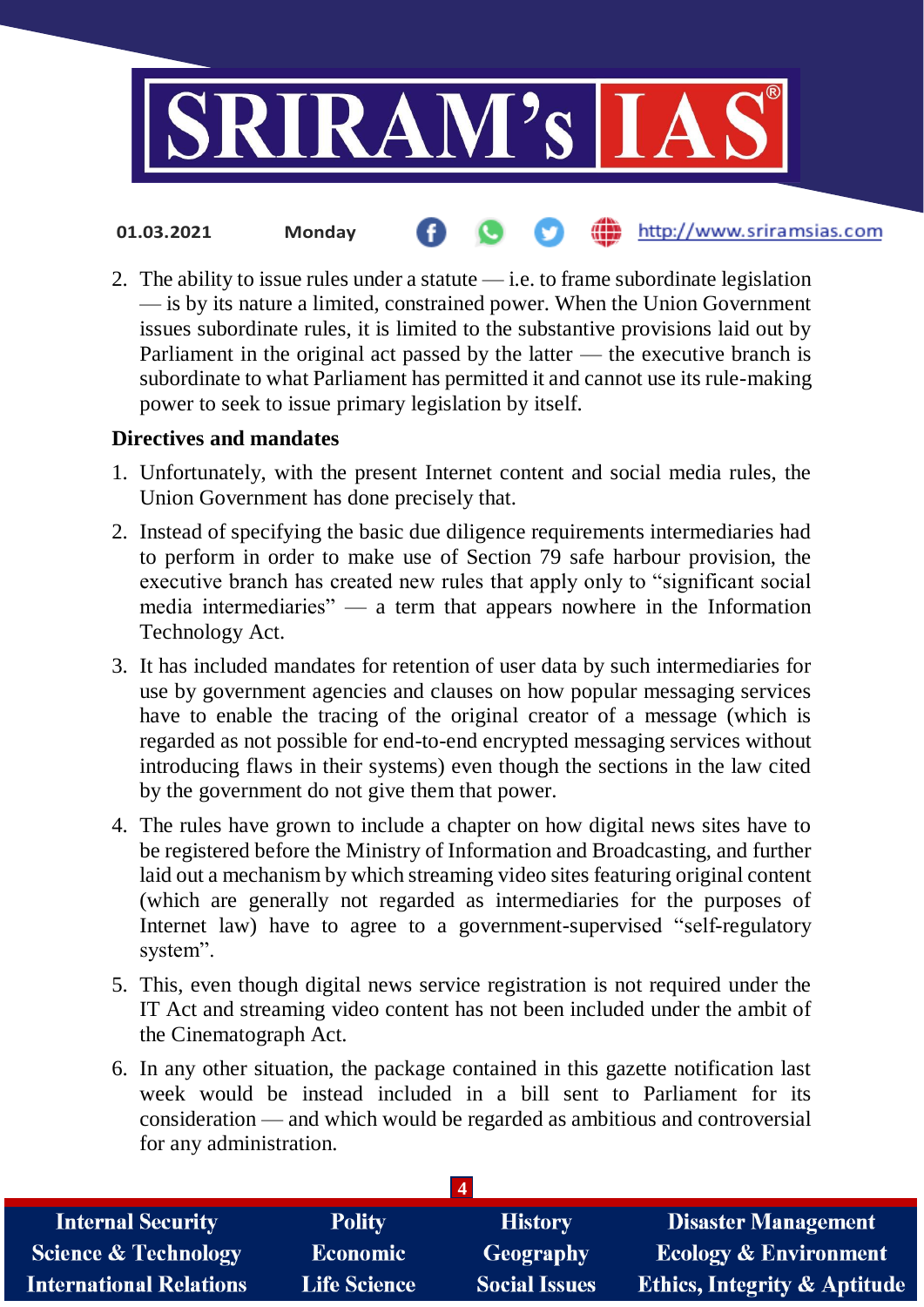2. The ability to issue rules under a statute — i.e. to frame subordinate legislation — is by its nature a limited, constrained power. When the Union Government issues subordinate rules, it is limited to the substantive provisions laid out by Parliament in the original act passed by the latter — the executive branch is subordinate to what Parliament has permitted it and cannot use its rule-making power to seek to issue primary legislation by itself.

**Directives and mandates**

1. Unfortunately, with the present Internet content and social media rules, the Union Government has done precisely that.
2. Instead of specifying the basic due diligence requirements intermediaries had to perform in order to make use of Section 79 safe harbour provision, the executive branch has created new rules that apply only to "significant social media intermediaries" — a term that appears nowhere in the Information Technology Act.
3. It has included mandates for retention of user data by such intermediaries for use by government agencies and clauses on how popular messaging services have to enable the tracing of the original creator of a message (which is regarded as not possible for end-to-end encrypted messaging services without introducing flaws in their systems) even though the sections in the law cited by the government do not give them that power.
4. The rules have grown to include a chapter on how digital news sites have to be registered before the Ministry of Information and Broadcasting, and further laid out a mechanism by which streaming video sites featuring original content (which are generally not regarded as intermediaries for the purposes of Internet law) have to agree to a government-supervised "self-regulatory system".
5. This, even though digital news service registration is not required under the IT Act and streaming video content has not been included under the ambit of the Cinematograph Act.
6. In any other situation, the package contained in this gazette notification last week would be instead included in a bill sent to Parliament for its consideration — and which would be regarded as ambitious and controversial for any administration.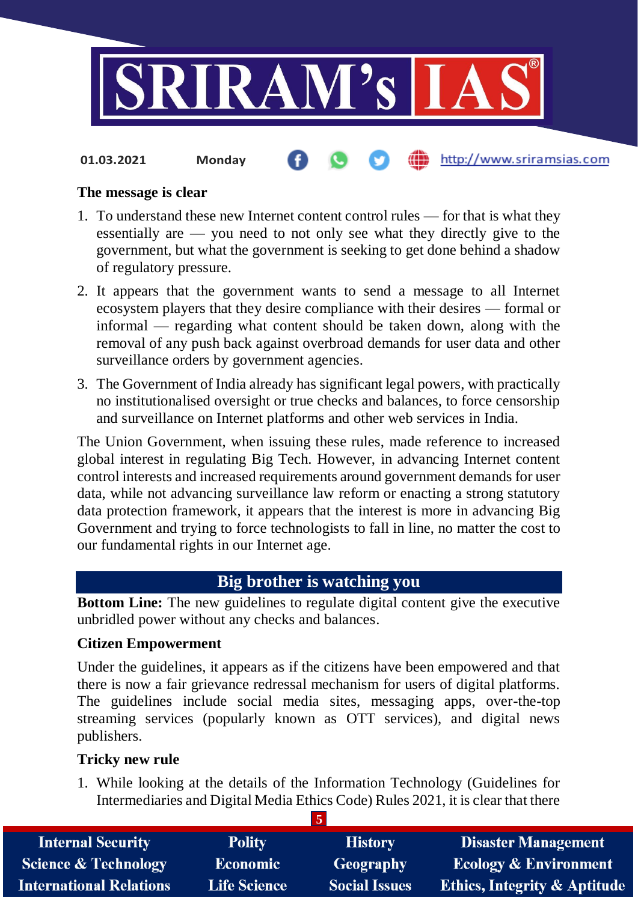**The message is clear**

1. To understand these new Internet content control rules — for that is what they essentially are — you need to not only see what they directly give to the government, but what the government is seeking to get done behind a shadow of regulatory pressure.
2. It appears that the government wants to send a message to all Internet ecosystem players that they desire compliance with their desires — formal or informal — regarding what content should be taken down, along with the removal of any push back against overbroad demands for user data and other surveillance orders by government agencies.
3. The Government of India already has significant legal powers, with practically no institutionalised oversight or true checks and balances, to force censorship and surveillance on Internet platforms and other web services in India.

The Union Government, when issuing these rules, made reference to increased global interest in regulating Big Tech. However, in advancing Internet content control interests and increased requirements around government demands for user data, while not advancing surveillance law reform or enacting a strong statutory data protection framework, it appears that the interest is more in advancing Big Government and trying to force technologists to fall in line, no matter the cost to our fundamental rights in our Internet age.

## Big brother is watching you

**Bottom Line:** The new guidelines to regulate digital content give the executive unbridled power without any checks and balances.

**Citizen Empowerment**

Under the guidelines, it appears as if the citizens have been empowered and that there is now a fair grievance redressal mechanism for users of digital platforms. The guidelines include social media sites, messaging apps, over-the-top streaming services (popularly known as OTT services), and digital news publishers.

**Tricky new rule**

1. While looking at the details of the Information Technology (Guidelines for Intermediaries and Digital Media Ethics Code) Rules 2021, it is clear that there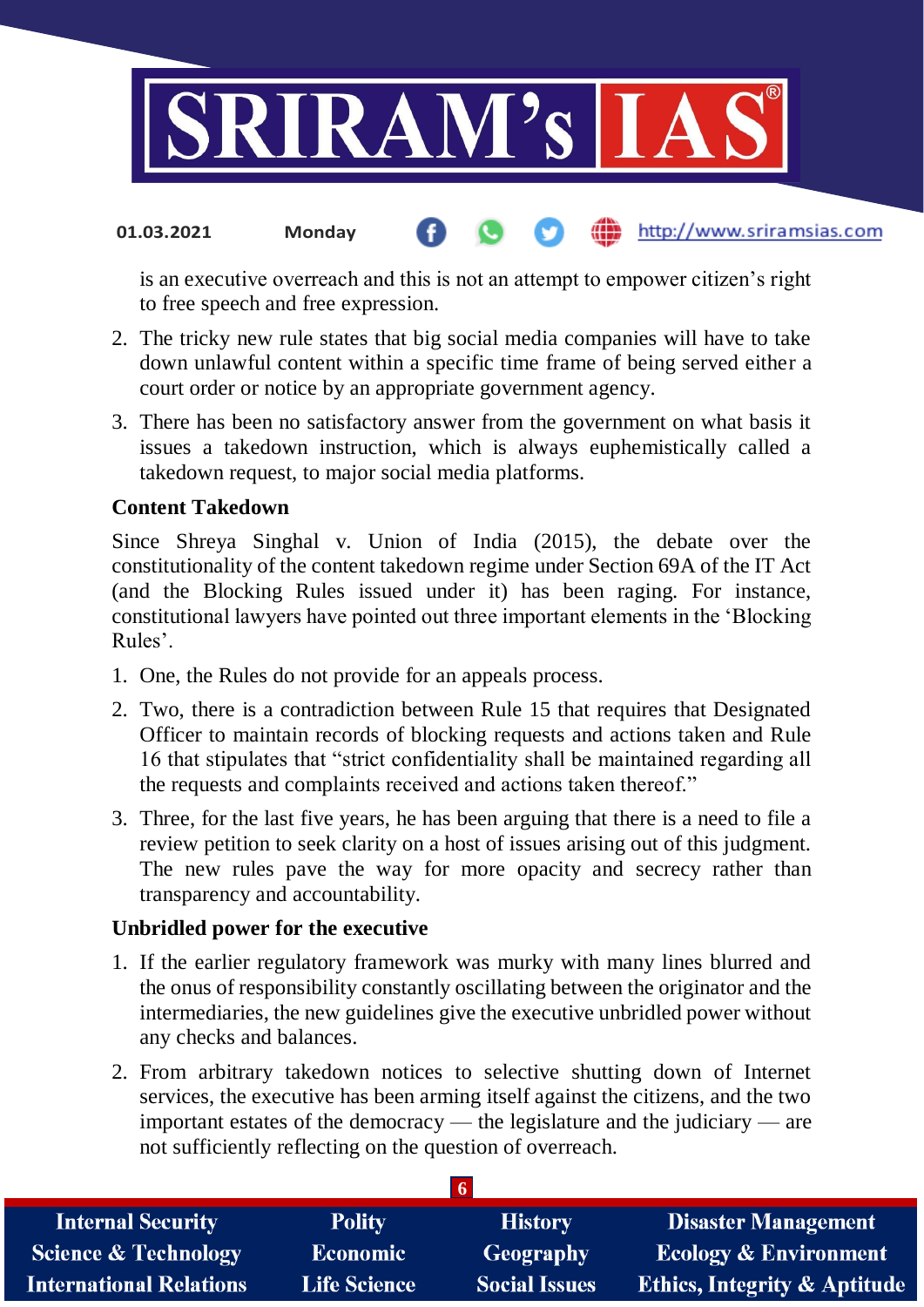is an executive overreach and this is not an attempt to empower citizen's right to free speech and free expression.

2. The tricky new rule states that big social media companies will have to take down unlawful content within a specific time frame of being served either a court order or notice by an appropriate government agency.
3. There has been no satisfactory answer from the government on what basis it issues a takedown instruction, which is always euphemistically called a takedown request, to major social media platforms.

**Content Takedown**

Since Shreya Singhal v. Union of India (2015), the debate over the constitutionality of the content takedown regime under Section 69A of the IT Act (and the Blocking Rules issued under it) has been raging. For instance, constitutional lawyers have pointed out three important elements in the 'Blocking Rules'.

1. One, the Rules do not provide for an appeals process.
2. Two, there is a contradiction between Rule 15 that requires that Designated Officer to maintain records of blocking requests and actions taken and Rule 16 that stipulates that "strict confidentiality shall be maintained regarding all the requests and complaints received and actions taken thereof."
3. Three, for the last five years, he has been arguing that there is a need to file a review petition to seek clarity on a host of issues arising out of this judgment. The new rules pave the way for more opacity and secrecy rather than transparency and accountability.

**Unbridled power for the executive**

1. If the earlier regulatory framework was murky with many lines blurred and the onus of responsibility constantly oscillating between the originator and the intermediaries, the new guidelines give the executive unbridled power without any checks and balances.
2. From arbitrary takedown notices to selective shutting down of Internet services, the executive has been arming itself against the citizens, and the two important estates of the democracy — the legislature and the judiciary — are not sufficiently reflecting on the question of overreach.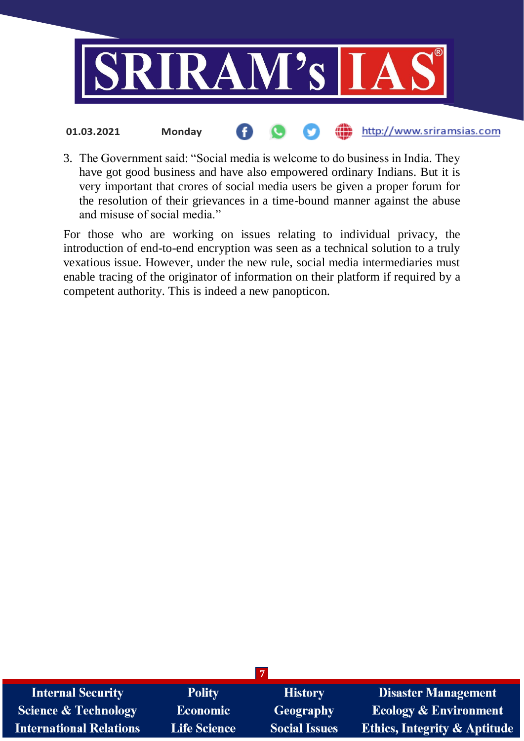3. The Government said: “Social media is welcome to do business in India. They have got good business and have also empowered ordinary Indians. But it is very important that crores of social media users be given a proper forum for the resolution of their grievances in a time-bound manner against the abuse and misuse of social media.”

For those who are working on issues relating to individual privacy, the introduction of end-to-end encryption was seen as a technical solution to a truly vexatious issue. However, under the new rule, social media intermediaries must enable tracing of the originator of information on their platform if required by a competent authority. This is indeed a new panopticon.